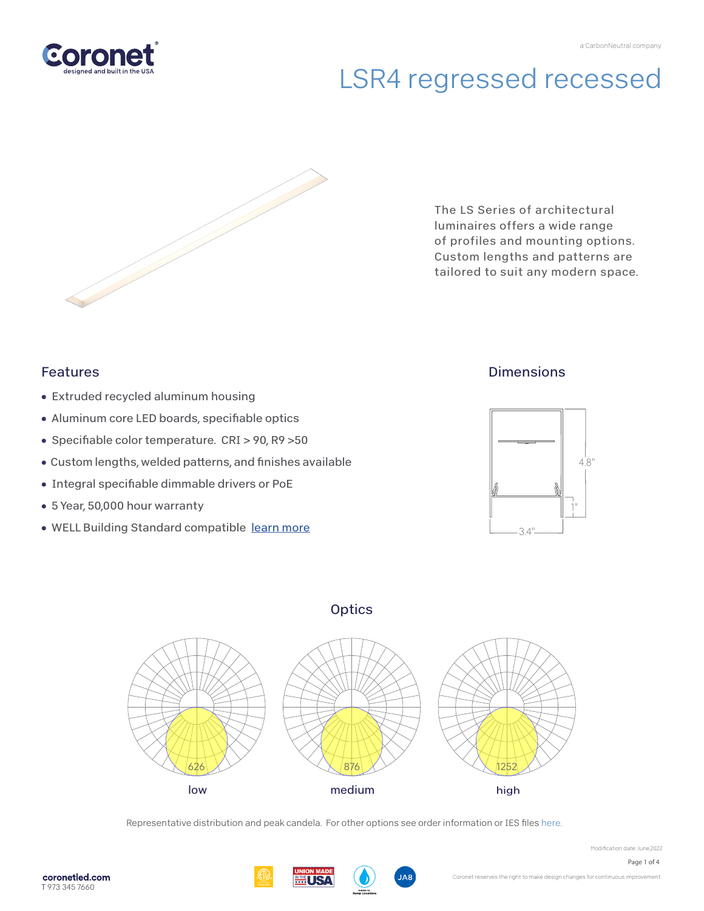# LSR4 regressed recessed

The LS Series of architectural luminaires offers a wide range of profiles and mounting options. Custom lengths and patterns are tailored to suit any modern space.

## Features

- Extruded recycled aluminum housing
- Aluminum core LED boards, specifiable optics
- Specifiable color temperature. CRI > 90, R9 >50
- Custom lengths, welded patterns, and finishes available
- Integral specifiable dimmable drivers or PoE
- 5 Year, 50,000 hour warranty
- WELL Building Standard compatible learn more

## Dimensions

4.8"

1"

3.4"

## Optics

626 — low

876 — medium

1252 — high

Representative distribution and peak candela. For other options see order information or IES files here.

Modification date: June,2022

coronetled.com
T 973 345 7660

Coronet reserves the right to make design changes for continuous improvement.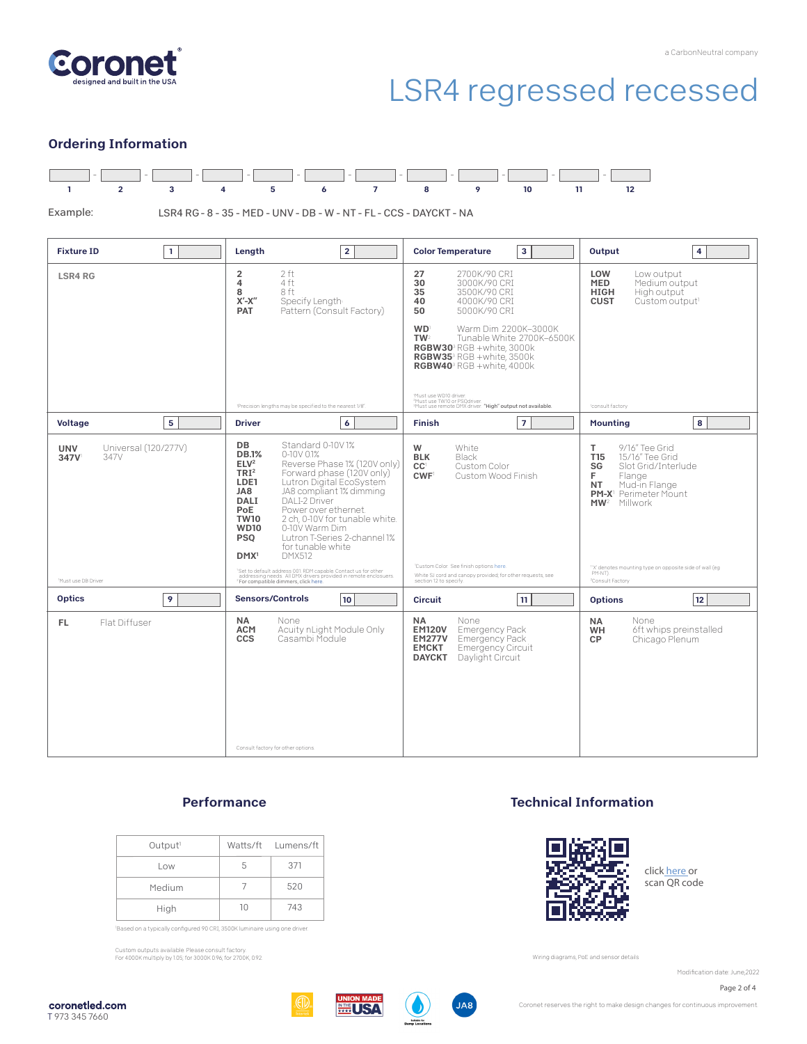# LSR4 regressed recessed

a CarbonNeutral company

## Ordering Information

| 1 | 2 | 3 | 4 | 5 | 6 | 7 | 8 | 9 | 10 | 11 | 12 |
|---|---|---|---|---|---|---|---|---|---|---|---|

Example: LSR4 RG - 8 - 35 - MED - UNV - DB - W - NT - FL - CCS - DAYCKT - NA

### Fixture ID (1)

**LSR4 RG**

### Length (2)

- **2** 2 ft
- **4** 4 ft
- **8** 8 ft
- **X'-X"** Specify Length[1]
- **PAT** Pattern (Consult Factory)

[1]Precision lengths may be specified to the nearest 1/8"

### Color Temperature (3)

- **27** 2700K/90 CRI
- **30** 3000K/90 CRI
- **35** 3500K/90 CRI
- **40** 4000K/90 CRI
- **50** 5000K/90 CRI
- **WD**[1] Warm Dim 2200K–3000K
- **TW**[2] Tunable White 2700K–6500K
- **RGBW30**[3] RGB +white, 3000k
- **RGBW35**[3] RGB +white, 3500k
- **RGBW40**[3] RGB +white, 4000k

[1]Must use WD10 driver
[2]Must use TW10 or PSQdriver
[3]Must use remote DMX driver. "High" output not available.

### Output (4)

- **LOW** Low output
- **MED** Medium output
- **HIGH** High output
- **CUST** Custom output[1]

[1]consult factory

### Voltage (5)

- **UNV** Universal (120/277V)
- **347V**[1] 347V

[1]Must use DB Driver

### Driver (6)

- **DB** Standard 0-10V 1%
- **DB.1%** 0-10V 0.1%
- **ELV**[2] Reverse Phase 1% (120V only)
- **TRI**[2] Forward phase (120V only)
- **LDE1** Lutron Digital EcoSystem
- **JA8** JA8 compliant 1% dimming
- **DALI** DALI-2 Driver
- **PoE** Power over ethernet
- **TW10** 2 ch, 0-10V for tunable white
- **WD10** 0-10V Warm Dim
- **PSQ** Lutron T-Series 2-channel 1% for tunable white
- **DMX**[1] DMX512

[1]Set to default address 001. RDM capable. Contact us for other addressing needs. All DMX drivers provided in remote enclosures.
[2]For compatible dimmers, click here.

### Finish (7)

- **W** White
- **BLK** Black
- **CC**[1] Custom Color
- **CWF**[1] Custom Wood Finish

[1]Custom Color. See finish options here

White SJ cord and canopy provided; for other requests, see section 12 to specify

### Mounting (8)

- **T** 9/16" Tee Grid
- **T15** 15/16" Tee Grid
- **SG** Slot Grid/Interlude
- **F** Flange
- **NT** Mud-in Flange
- **PM-X**[1] Perimeter Mount
- **MW**[2] Millwork

[1]'X' denotes mounting type on opposite side of wall (eg PM-NT)
[2]Consult Factory

### Optics (9)

- **FL** Flat Diffuser

### Sensors/Controls (10)

- **NA** None
- **ACM** Acuity nLight Module Only
- **CCS** Casambi Module

Consult factory for other options

### Circuit (11)

- **NA** None
- **EM120V** Emergency Pack
- **EM277V** Emergency Pack
- **EMCKT** Emergency Circuit
- **DAYCKT** Daylight Circuit

### Options (12)

- **NA** None
- **WH** 6ft whips preinstalled
- **CP** Chicago Plenum

## Performance

| Output[1] | Watts/ft | Lumens/ft |
|---|---|---|
| Low | 5 | 371 |
| Medium | 7 | 520 |
| High | 10 | 743 |

[1]Based on a typically configured 90 CRI, 3500K luminaire using one driver

Custom outputs available. Please consult factory.
For 4000K multiply by 1.05; for 3000K 0.96; for 2700K, 0.92

## Technical Information

click here or scan QR code

Wiring diagrams, PoE and sensor details

Modification date: June,2022

coronetled.com
T 973 345 7660

Coronet reserves the right to make design changes for continuous improvement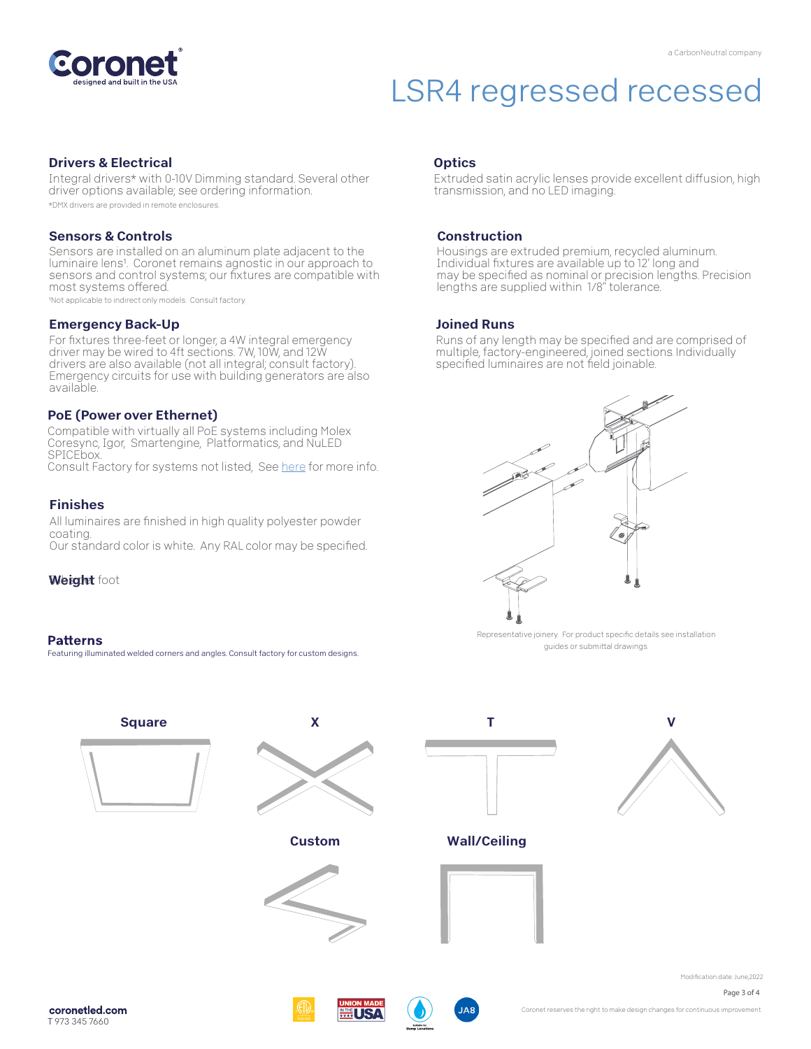# LSR4 regressed recessed

## Drivers & Electrical

Integral drivers* with 0-10V Dimming standard. Several other driver options available; see ordering information.

*DMX drivers are provided in remote enclosures.

## Sensors & Controls

Sensors are installed on an aluminum plate adjacent to the luminaire lens[1]. Coronet remains agnostic in our approach to sensors and control systems; our fixtures are compatible with most systems offered.

[1]Not applicable to indirect only models. Consult factory.

## Emergency Back-Up

For fixtures three-feet or longer, a 4W integral emergency driver may be wired to 4ft sections. 7W, 10W, and 12W drivers are also available (not all integral; consult factory). Emergency circuits for use with building generators are also available.

## PoE (Power over Ethernet)

Compatible with virtually all PoE systems including Molex Coresync, Igor, Smartengine, Platformatics, and NuLED SPICEbox.
Consult Factory for systems not listed, See here for more info.

## Finishes

All luminaires are finished in high quality polyester powder coating.
Our standard color is white. Any RAL color may be specified.

## Weight

lbs. per foot

## Optics

Extruded satin acrylic lenses provide excellent diffusion, high transmission, and no LED imaging.

## Construction

Housings are extruded premium, recycled aluminum. Individual fixtures are available up to 12' long and may be specified as nominal or precision lengths. Precision lengths are supplied within 1/8" tolerance.

## Joined Runs

Runs of any length may be specified and are comprised of multiple, factory-engineered, joined sections. Individually specified luminaires are not field joinable.

Representative joinery. For product specific details see installation guides or submittal drawings.

## Patterns

Featuring illuminated welded corners and angles. Consult factory for custom designs.

Square

X

T

V

Custom

Wall/Ceiling

Modification date: June,2022

coronetled.com
T 973 345 7660

Coronet reserves the right to make design changes for continuous improvement.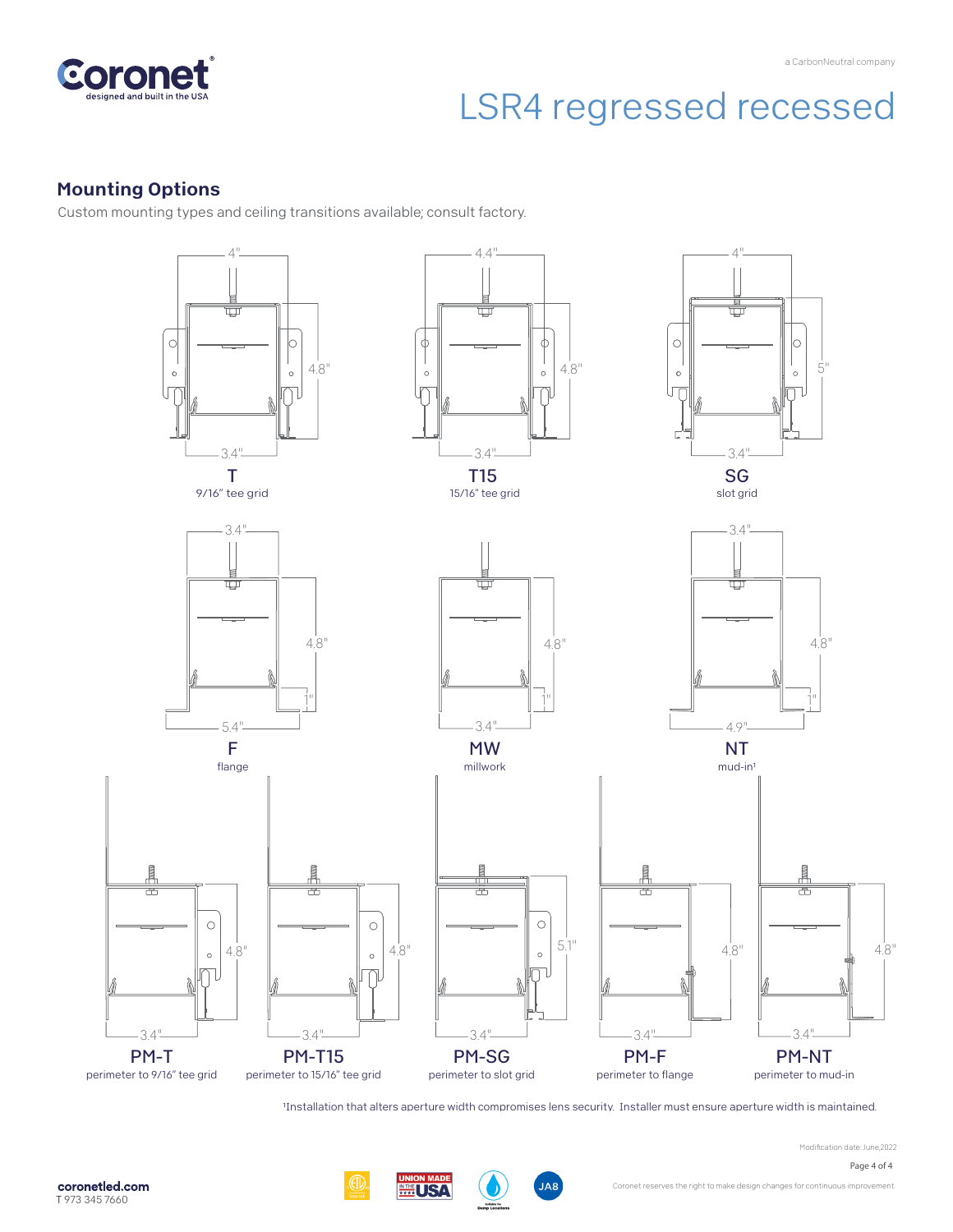# LSR4 regressed recessed

## Mounting Options

Custom mounting types and ceiling transitions available; consult factory.

4"
4.8"
3.4"
**T**
9/16" tee grid

4.4"
4.8"
3.4"
**T15**
15/16" tee grid

4"
5"
3.4"
**SG**
slot grid

3.4"
4.8"
1"
5.4"
**F**
flange

4.8"
1"
3.4"
**MW**
millwork

3.4"
4.8"
1"
4.9"
**NT**
mud-in[1]

4.8"
3.4"
**PM-T**
perimeter to 9/16" tee grid

4.8"
3.4"
**PM-T15**
perimeter to 15/16" tee grid

5.1"
3.4"
**PM-SG**
perimeter to slot grid

4.8"
3.4"
**PM-F**
perimeter to flange

4.8"
3.4"
**PM-NT**
perimeter to mud-in

[1]Installation that alters aperture width compromises lens security. Installer must ensure aperture width is maintained.

Modification date: June,2022

coronetled.com
T 973 345 7660

Coronet reserves the right to make design changes for continuous improvement.